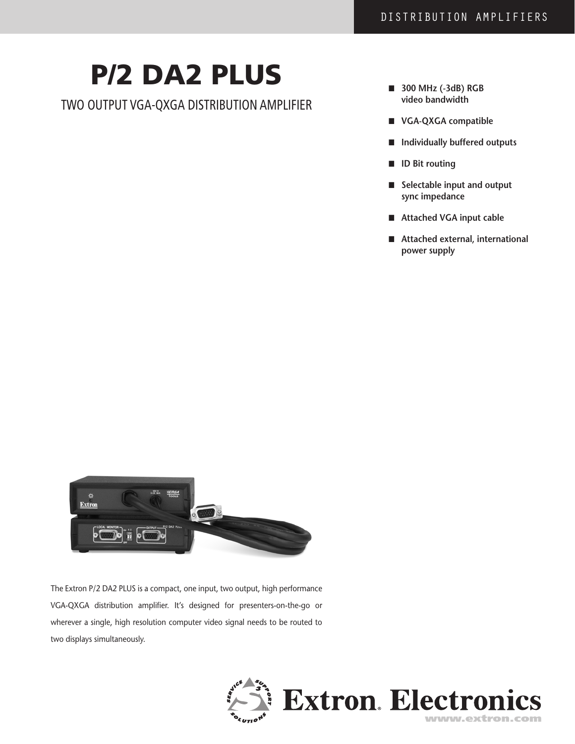# P/2 DA2 PLUS

## TWO OUTPUT VGA-QXGA DISTRIBUTION AMPLIFIER

- **300 MHz (-3dB) RGB video bandwidth**
- **VGA-QXGA compatible**
- **Individually buffered outputs**
- **ID Bit routing**
- **Selectable input and output sync impedance**
- **Attached VGA input cable**
- **Attached external, international power supply**

The Extron P/2 DA2 PLUS is a compact, one input, two output, high performance VGA-QXGA distribution amplifier. It's designed for presenters-on-the-go or wherever a single, high resolution computer video signal needs to be routed to two displays simultaneously.

Extron Electronics
www.extron.com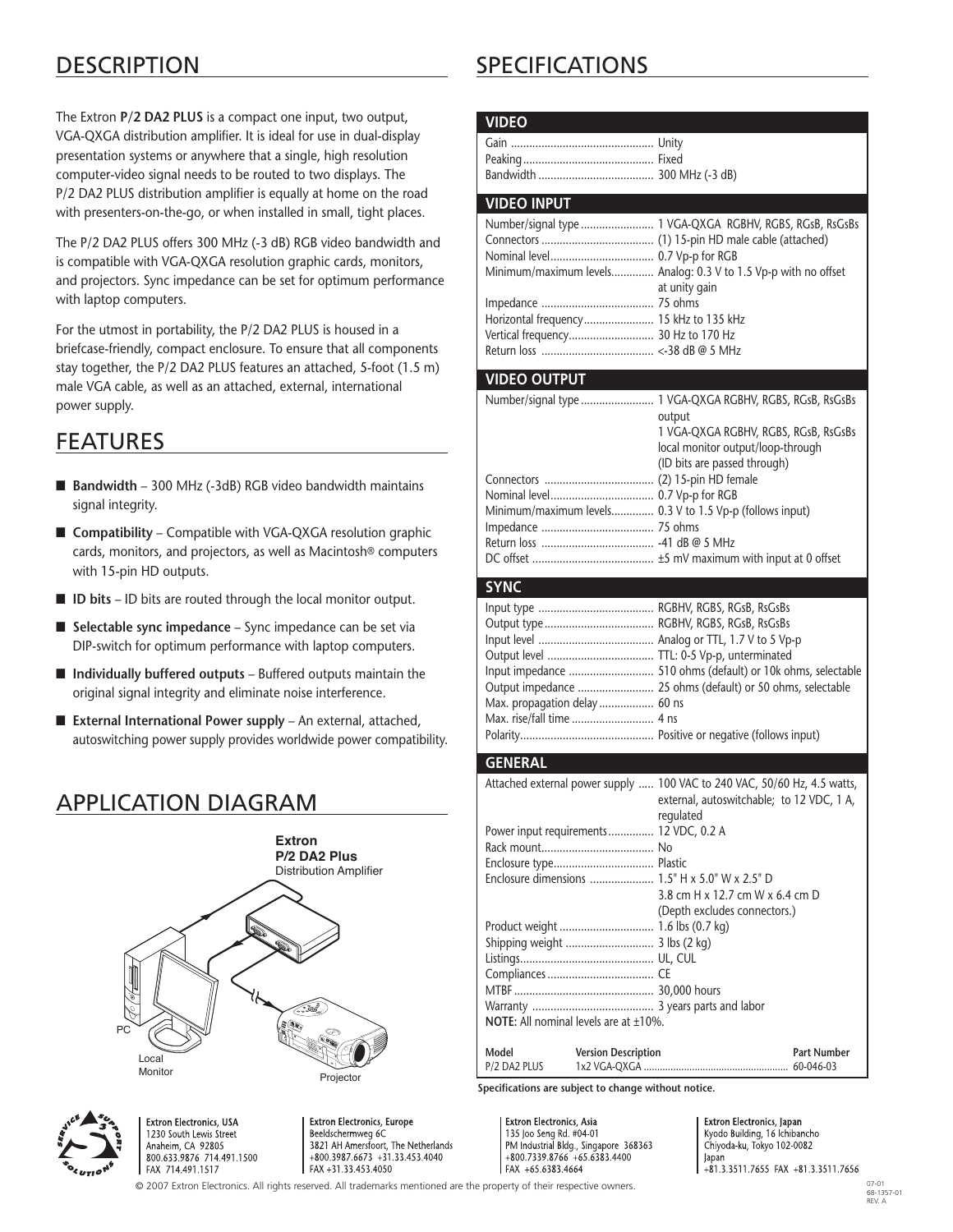## DESCRIPTION

The Extron **P/2 DA2 PLUS** is a compact one input, two output, VGA-QXGA distribution amplifier. It is ideal for use in dual-display presentation systems or anywhere that a single, high resolution computer-video signal needs to be routed to two displays. The P/2 DA2 PLUS distribution amplifier is equally at home on the road with presenters-on-the-go, or when installed in small, tight places.

The P/2 DA2 PLUS offers 300 MHz (-3 dB) RGB video bandwidth and is compatible with VGA-QXGA resolution graphic cards, monitors, and projectors. Sync impedance can be set for optimum performance with laptop computers.

For the utmost in portability, the P/2 DA2 PLUS is housed in a briefcase-friendly, compact enclosure. To ensure that all components stay together, the P/2 DA2 PLUS features an attached, 5-foot (1.5 m) male VGA cable, as well as an attached, external, international power supply.

## FEATURES

- **Bandwidth** – 300 MHz (-3dB) RGB video bandwidth maintains signal integrity.
- **Compatibility** – Compatible with VGA-QXGA resolution graphic cards, monitors, and projectors, as well as Macintosh® computers with 15-pin HD outputs.
- **ID bits** – ID bits are routed through the local monitor output.
- **Selectable sync impedance** – Sync impedance can be set via DIP-switch for optimum performance with laptop computers.
- **Individually buffered outputs** – Buffered outputs maintain the original signal integrity and eliminate noise interference.
- **External International Power supply** – An external, attached, autoswitching power supply provides worldwide power compatibility.

## APPLICATION DIAGRAM

Extron
P/2 DA2 Plus
Distribution Amplifier

PC

Local Monitor

Projector

## SPECIFICATIONS

### VIDEO

| | |
|---|---|
| Gain | Unity |
| Peaking | Fixed |
| Bandwidth | 300 MHz (-3 dB) |

### VIDEO INPUT

| | |
|---|---|
| Number/signal type | 1 VGA-QXGA RGBHV, RGBS, RGsB, RsGsBs |
| Connectors | (1) 15-pin HD male cable (attached) |
| Nominal level | 0.7 Vp-p for RGB |
| Minimum/maximum levels | Analog: 0.3 V to 1.5 Vp-p with no offset at unity gain |
| Impedance | 75 ohms |
| Horizontal frequency | 15 kHz to 135 kHz |
| Vertical frequency | 30 Hz to 170 Hz |
| Return loss | <-38 dB @ 5 MHz |

### VIDEO OUTPUT

| | |
|---|---|
| Number/signal type | 1 VGA-QXGA RGBHV, RGBS, RGsB, RsGsBs output<br>1 VGA-QXGA RGBHV, RGBS, RGsB, RsGsBs local monitor output/loop-through (ID bits are passed through) |
| Connectors | (2) 15-pin HD female |
| Nominal level | 0.7 Vp-p for RGB |
| Minimum/maximum levels | 0.3 V to 1.5 Vp-p (follows input) |
| Impedance | 75 ohms |
| Return loss | -41 dB @ 5 MHz |
| DC offset | ±5 mV maximum with input at 0 offset |

### SYNC

| | |
|---|---|
| Input type | RGBHV, RGBS, RGsB, RsGsBs |
| Output type | RGBHV, RGBS, RGsB, RsGsBs |
| Input level | Analog or TTL, 1.7 V to 5 Vp-p |
| Output level | TTL: 0-5 Vp-p, unterminated |
| Input impedance | 510 ohms (default) or 10k ohms, selectable |
| Output impedance | 25 ohms (default) or 50 ohms, selectable |
| Max. propagation delay | 60 ns |
| Max. rise/fall time | 4 ns |
| Polarity | Positive or negative (follows input) |

### GENERAL

| | |
|---|---|
| Attached external power supply | 100 VAC to 240 VAC, 50/60 Hz, 4.5 watts, external, autoswitchable; to 12 VDC, 1 A, regulated |
| Power input requirements | 12 VDC, 0.2 A |
| Rack mount | No |
| Enclosure type | Plastic |
| Enclosure dimensions | 1.5" H x 5.0" W x 2.5" D<br>3.8 cm H x 12.7 cm W x 6.4 cm D<br>(Depth excludes connectors.) |
| Product weight | 1.6 lbs (0.7 kg) |
| Shipping weight | 3 lbs (2 kg) |
| Listings | UL, CUL |
| Compliances | CE |
| MTBF | 30,000 hours |
| Warranty | 3 years parts and labor |

**NOTE:** All nominal levels are at ±10%.

| Model | Version Description | Part Number |
|---|---|---|
| P/2 DA2 PLUS | 1x2 VGA-QXGA | 60-046-03 |

**Specifications are subject to change without notice.**

**Extron Electronics, USA**
1230 South Lewis Street
Anaheim, CA 92805
800.633.9876 714.491.1500
FAX 714.491.1517

**Extron Electronics, Europe**
Beeldschermweg 6C
3821 AH Amersfoort, The Netherlands
+800.3987.6673 +31.33.453.4040
FAX +31.33.453.4050

**Extron Electronics, Asia**
135 Joo Seng Rd. #04-01
PM Industrial Bldg., Singapore 368363
+800.7339.8766 +65.6383.4400
FAX +65.6383.4664

**Extron Electronics, Japan**
Kyodo Building, 16 Ichibancho
Chiyoda-ku, Tokyo 102-0082
Japan
+81.3.3511.7655 FAX +81.3.3511.7656

© 2007 Extron Electronics. All rights reserved. All trademarks mentioned are the property of their respective owners.

07-01
68-1357-01
REV. A